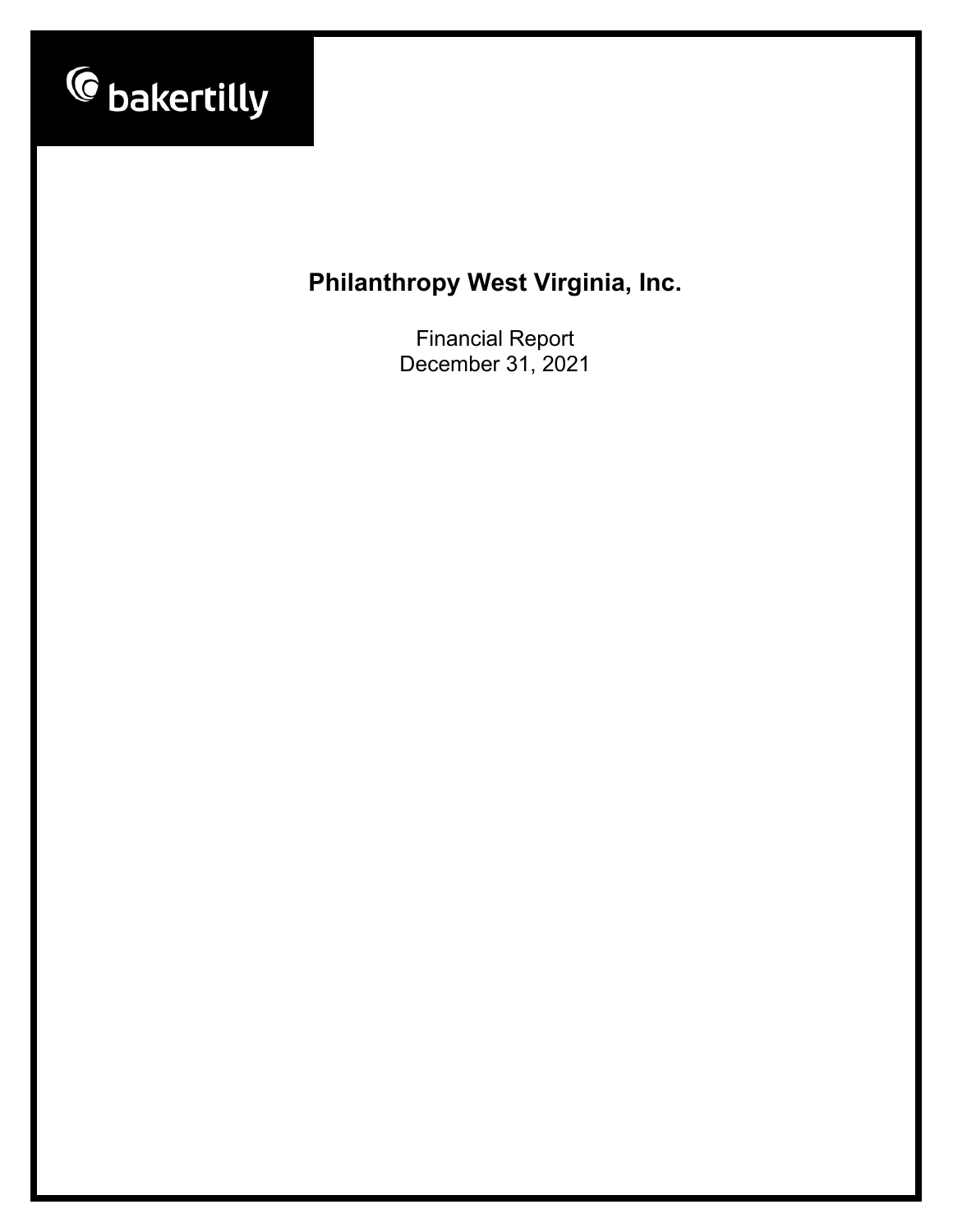bakertilly

# Philanthropy West Virginia, Inc.

Financial Report
December 31, 2021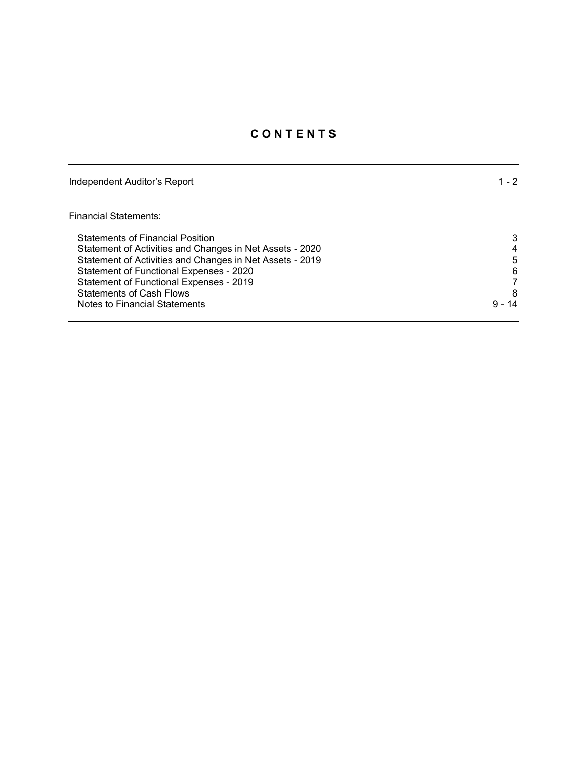# C O N T E N T S

| | |
|---|---|
| Independent Auditor's Report | 1 - 2 |
| **Financial Statements:** | |
| Statements of Financial Position | 3 |
| Statement of Activities and Changes in Net Assets - 2020 | 4 |
| Statement of Activities and Changes in Net Assets - 2019 | 5 |
| Statement of Functional Expenses - 2020 | 6 |
| Statement of Functional Expenses - 2019 | 7 |
| Statements of Cash Flows | 8 |
| Notes to Financial Statements | 9 - 14 |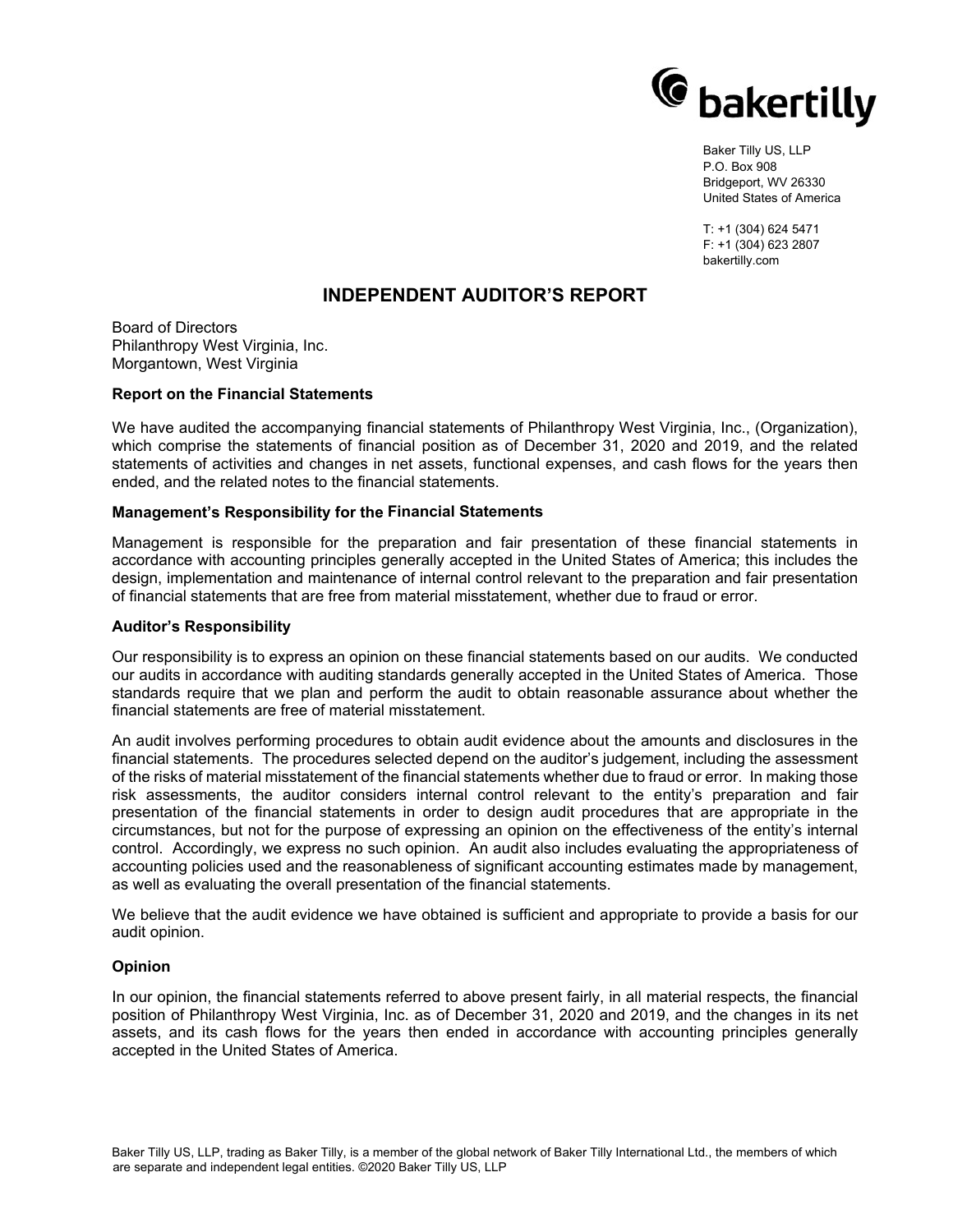Baker Tilly US, LLP
P.O. Box 908
Bridgeport, WV 26330
United States of America

T: +1 (304) 624 5471
F: +1 (304) 623 2807
bakertilly.com

# INDEPENDENT AUDITOR'S REPORT

Board of Directors
Philanthropy West Virginia, Inc.
Morgantown, West Virginia

### Report on the Financial Statements

We have audited the accompanying financial statements of Philanthropy West Virginia, Inc., (Organization), which comprise the statements of financial position as of December 31, 2020 and 2019, and the related statements of activities and changes in net assets, functional expenses, and cash flows for the years then ended, and the related notes to the financial statements.

### Management's Responsibility for the Financial Statements

Management is responsible for the preparation and fair presentation of these financial statements in accordance with accounting principles generally accepted in the United States of America; this includes the design, implementation and maintenance of internal control relevant to the preparation and fair presentation of financial statements that are free from material misstatement, whether due to fraud or error.

### Auditor's Responsibility

Our responsibility is to express an opinion on these financial statements based on our audits. We conducted our audits in accordance with auditing standards generally accepted in the United States of America. Those standards require that we plan and perform the audit to obtain reasonable assurance about whether the financial statements are free of material misstatement.

An audit involves performing procedures to obtain audit evidence about the amounts and disclosures in the financial statements. The procedures selected depend on the auditor's judgement, including the assessment of the risks of material misstatement of the financial statements whether due to fraud or error. In making those risk assessments, the auditor considers internal control relevant to the entity's preparation and fair presentation of the financial statements in order to design audit procedures that are appropriate in the circumstances, but not for the purpose of expressing an opinion on the effectiveness of the entity's internal control. Accordingly, we express no such opinion. An audit also includes evaluating the appropriateness of accounting policies used and the reasonableness of significant accounting estimates made by management, as well as evaluating the overall presentation of the financial statements.

We believe that the audit evidence we have obtained is sufficient and appropriate to provide a basis for our audit opinion.

### Opinion

In our opinion, the financial statements referred to above present fairly, in all material respects, the financial position of Philanthropy West Virginia, Inc. as of December 31, 2020 and 2019, and the changes in its net assets, and its cash flows for the years then ended in accordance with accounting principles generally accepted in the United States of America.

Baker Tilly US, LLP, trading as Baker Tilly, is a member of the global network of Baker Tilly International Ltd., the members of which are separate and independent legal entities. ©2020 Baker Tilly US, LLP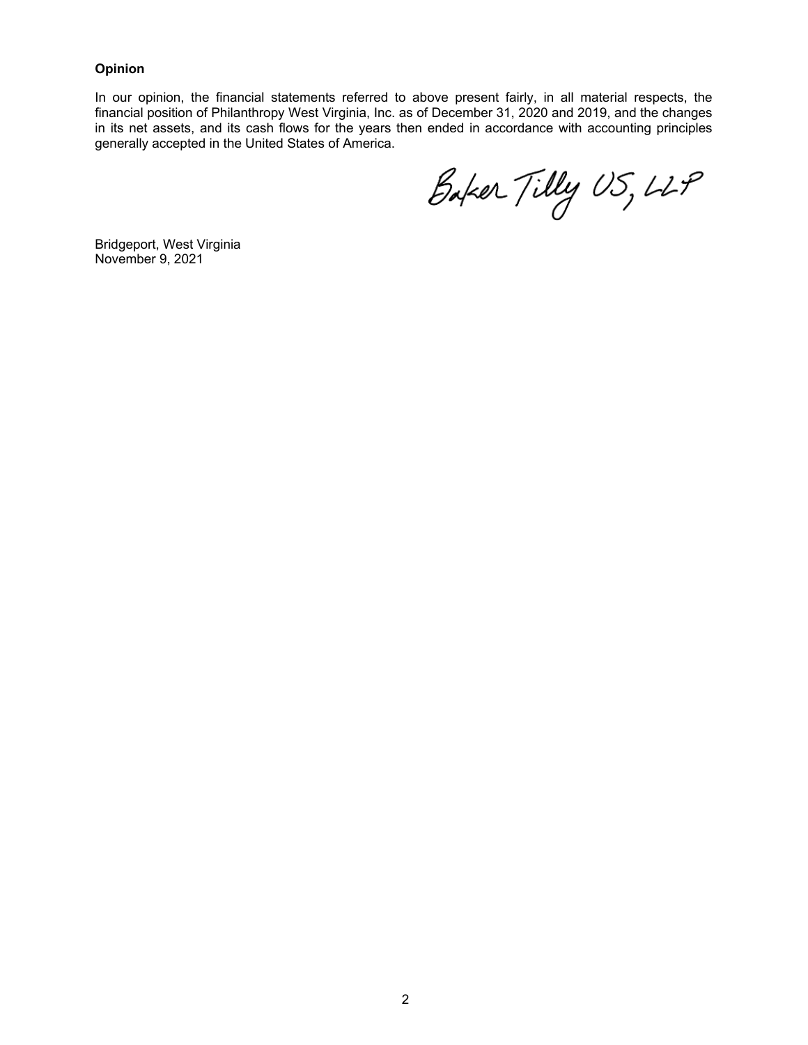**Opinion**

In our opinion, the financial statements referred to above present fairly, in all material respects, the financial position of Philanthropy West Virginia, Inc. as of December 31, 2020 and 2019, and the changes in its net assets, and its cash flows for the years then ended in accordance with accounting principles generally accepted in the United States of America.

Baker Tilly US, LLP

Bridgeport, West Virginia
November 9, 2021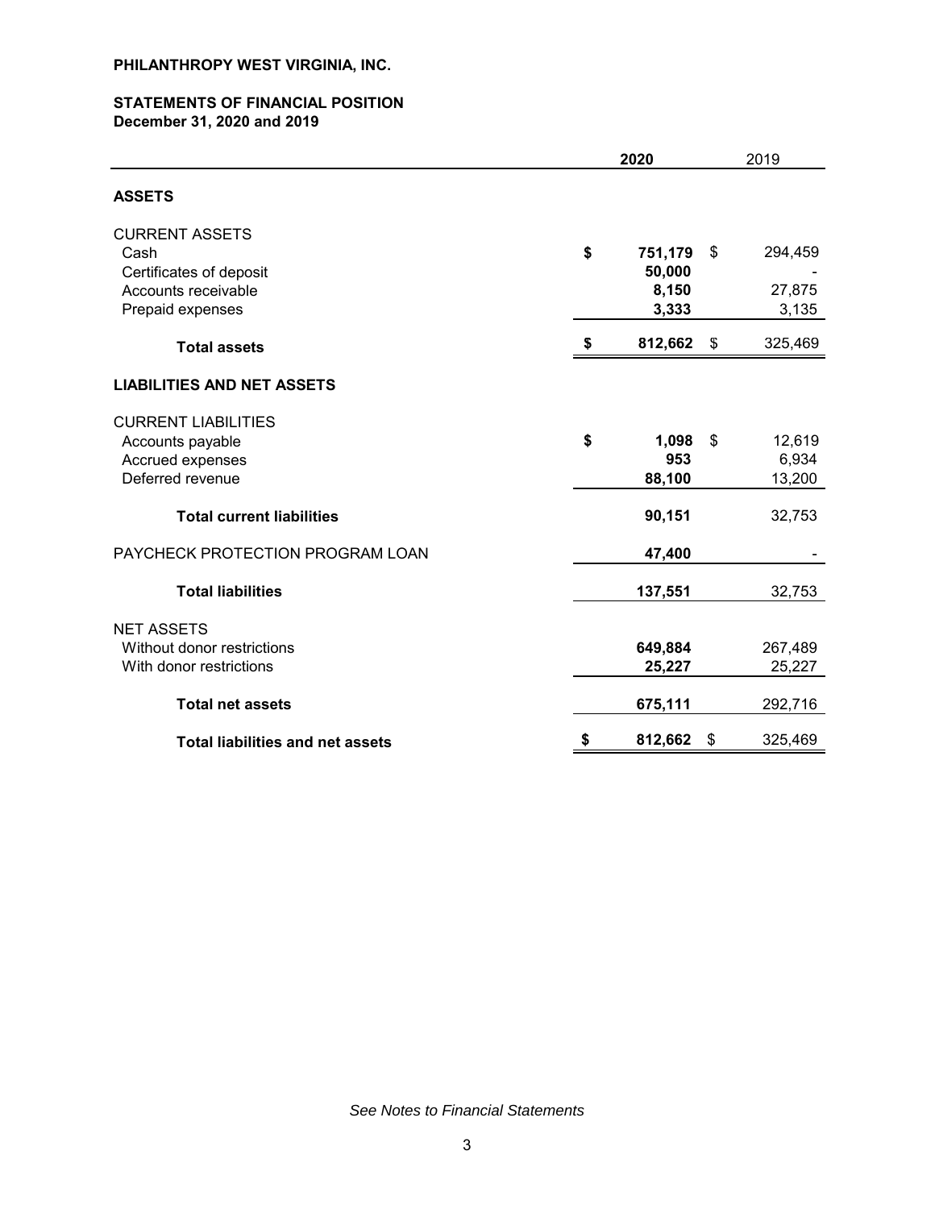**PHILANTHROPY WEST VIRGINIA, INC.**

**STATEMENTS OF FINANCIAL POSITION**
**December 31, 2020 and 2019**

| | **2020** | 2019 |
|---|---|---|
| **ASSETS** | | |
| CURRENT ASSETS | | |
| Cash | **$ 751,179** | $ 294,459 |
| Certificates of deposit | **50,000** | - |
| Accounts receivable | **8,150** | 27,875 |
| Prepaid expenses | **3,333** | 3,135 |
| **Total assets** | **$ 812,662** | $ 325,469 |
| **LIABILITIES AND NET ASSETS** | | |
| CURRENT LIABILITIES | | |
| Accounts payable | **$ 1,098** | $ 12,619 |
| Accrued expenses | **953** | 6,934 |
| Deferred revenue | **88,100** | 13,200 |
| **Total current liabilities** | **90,151** | 32,753 |
| PAYCHECK PROTECTION PROGRAM LOAN | **47,400** | - |
| **Total liabilities** | **137,551** | 32,753 |
| NET ASSETS | | |
| Without donor restrictions | **649,884** | 267,489 |
| With donor restrictions | **25,227** | 25,227 |
| **Total net assets** | **675,111** | 292,716 |
| **Total liabilities and net assets** | **$ 812,662** | $ 325,469 |

*See Notes to Financial Statements*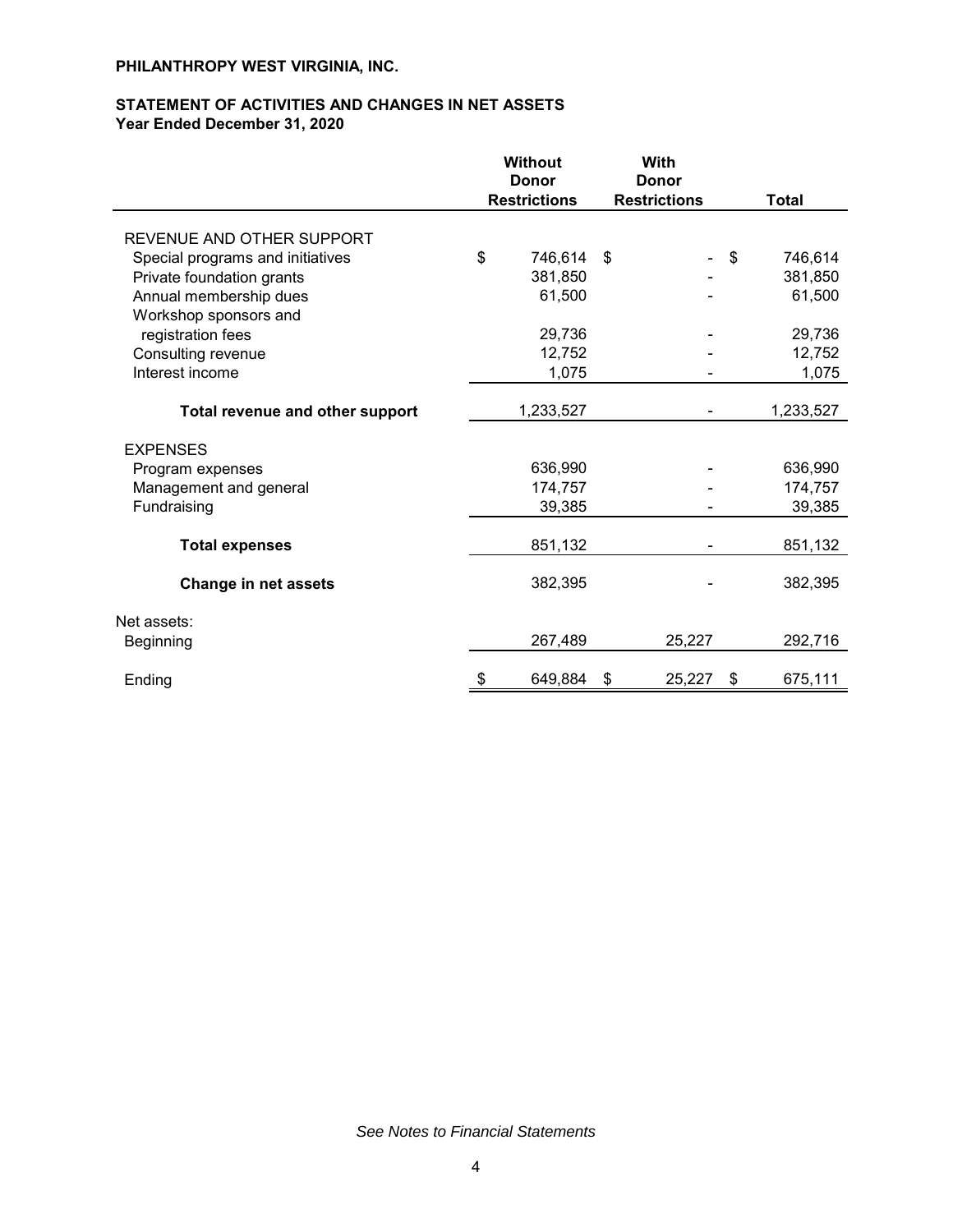**PHILANTHROPY WEST VIRGINIA, INC.**

**STATEMENT OF ACTIVITIES AND CHANGES IN NET ASSETS**
**Year Ended December 31, 2020**

| | Without Donor Restrictions | With Donor Restrictions | Total |
|---|---|---|---|
| REVENUE AND OTHER SUPPORT | | | |
| Special programs and initiatives | $ 746,614 | $ - | $ 746,614 |
| Private foundation grants | 381,850 | - | 381,850 |
| Annual membership dues | 61,500 | - | 61,500 |
| Workshop sponsors and registration fees | 29,736 | - | 29,736 |
| Consulting revenue | 12,752 | - | 12,752 |
| Interest income | 1,075 | - | 1,075 |
| **Total revenue and other support** | 1,233,527 | - | 1,233,527 |
| EXPENSES | | | |
| Program expenses | 636,990 | - | 636,990 |
| Management and general | 174,757 | - | 174,757 |
| Fundraising | 39,385 | - | 39,385 |
| **Total expenses** | 851,132 | - | 851,132 |
| **Change in net assets** | 382,395 | - | 382,395 |
| Net assets: | | | |
| Beginning | 267,489 | 25,227 | 292,716 |
| Ending | $ 649,884 | $ 25,227 | $ 675,111 |

*See Notes to Financial Statements*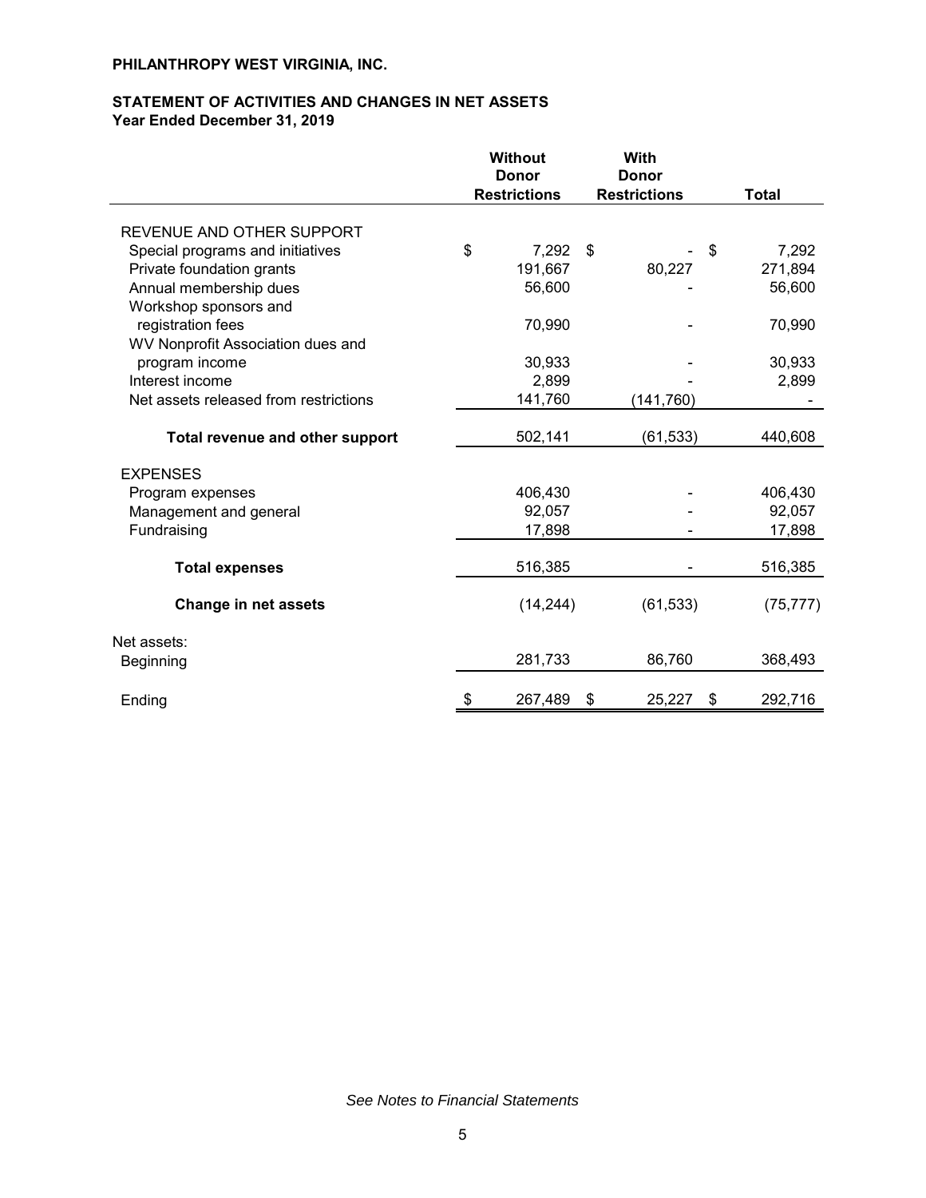**PHILANTHROPY WEST VIRGINIA, INC.**

**STATEMENT OF ACTIVITIES AND CHANGES IN NET ASSETS**
**Year Ended December 31, 2019**

| | Without Donor Restrictions | With Donor Restrictions | Total |
|---|---|---|---|
| REVENUE AND OTHER SUPPORT | | | |
| Special programs and initiatives | $ 7,292 | $ - | $ 7,292 |
| Private foundation grants | 191,667 | 80,227 | 271,894 |
| Annual membership dues | 56,600 | - | 56,600 |
| Workshop sponsors and registration fees | 70,990 | - | 70,990 |
| WV Nonprofit Association dues and program income | 30,933 | - | 30,933 |
| Interest income | 2,899 | - | 2,899 |
| Net assets released from restrictions | 141,760 | (141,760) | - |
| **Total revenue and other support** | 502,141 | (61,533) | 440,608 |
| EXPENSES | | | |
| Program expenses | 406,430 | - | 406,430 |
| Management and general | 92,057 | - | 92,057 |
| Fundraising | 17,898 | - | 17,898 |
| **Total expenses** | 516,385 | - | 516,385 |
| **Change in net assets** | (14,244) | (61,533) | (75,777) |
| Net assets: | | | |
| Beginning | 281,733 | 86,760 | 368,493 |
| Ending | $ 267,489 | $ 25,227 | $ 292,716 |

*See Notes to Financial Statements*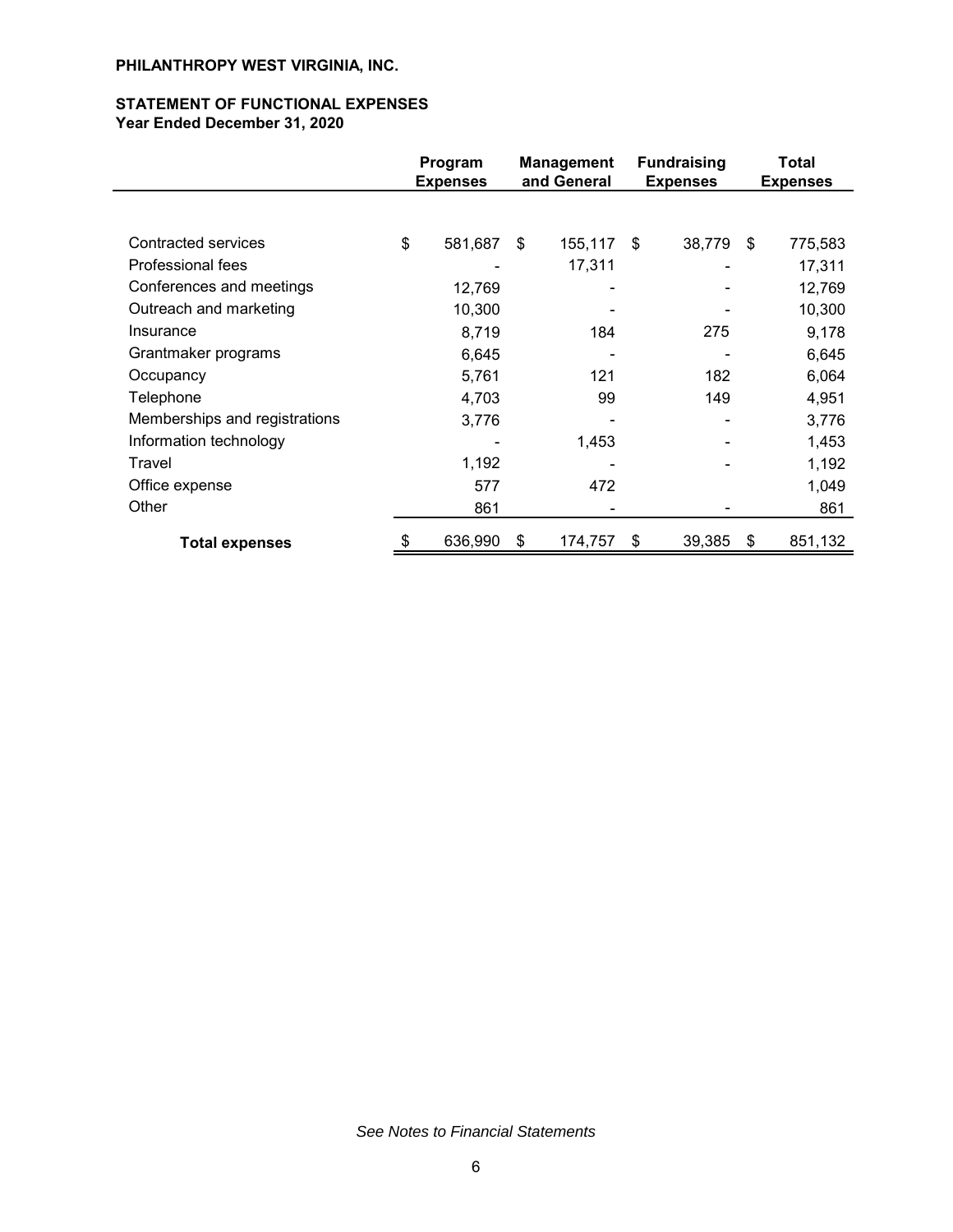**PHILANTHROPY WEST VIRGINIA, INC.**

**STATEMENT OF FUNCTIONAL EXPENSES**
**Year Ended December 31, 2020**

| | Program Expenses | Management and General | Fundraising Expenses | Total Expenses |
|---|---|---|---|---|
| Contracted services | $ 581,687 | $ 155,117 | $ 38,779 | $ 775,583 |
| Professional fees | - | 17,311 | - | 17,311 |
| Conferences and meetings | 12,769 | - | - | 12,769 |
| Outreach and marketing | 10,300 | - | - | 10,300 |
| Insurance | 8,719 | 184 | 275 | 9,178 |
| Grantmaker programs | 6,645 | - | - | 6,645 |
| Occupancy | 5,761 | 121 | 182 | 6,064 |
| Telephone | 4,703 | 99 | 149 | 4,951 |
| Memberships and registrations | 3,776 | - | - | 3,776 |
| Information technology | - | 1,453 | - | 1,453 |
| Travel | 1,192 | - | - | 1,192 |
| Office expense | 577 | 472 | | 1,049 |
| Other | 861 | - | - | 861 |
| **Total expenses** | $ 636,990 | $ 174,757 | $ 39,385 | $ 851,132 |

*See Notes to Financial Statements*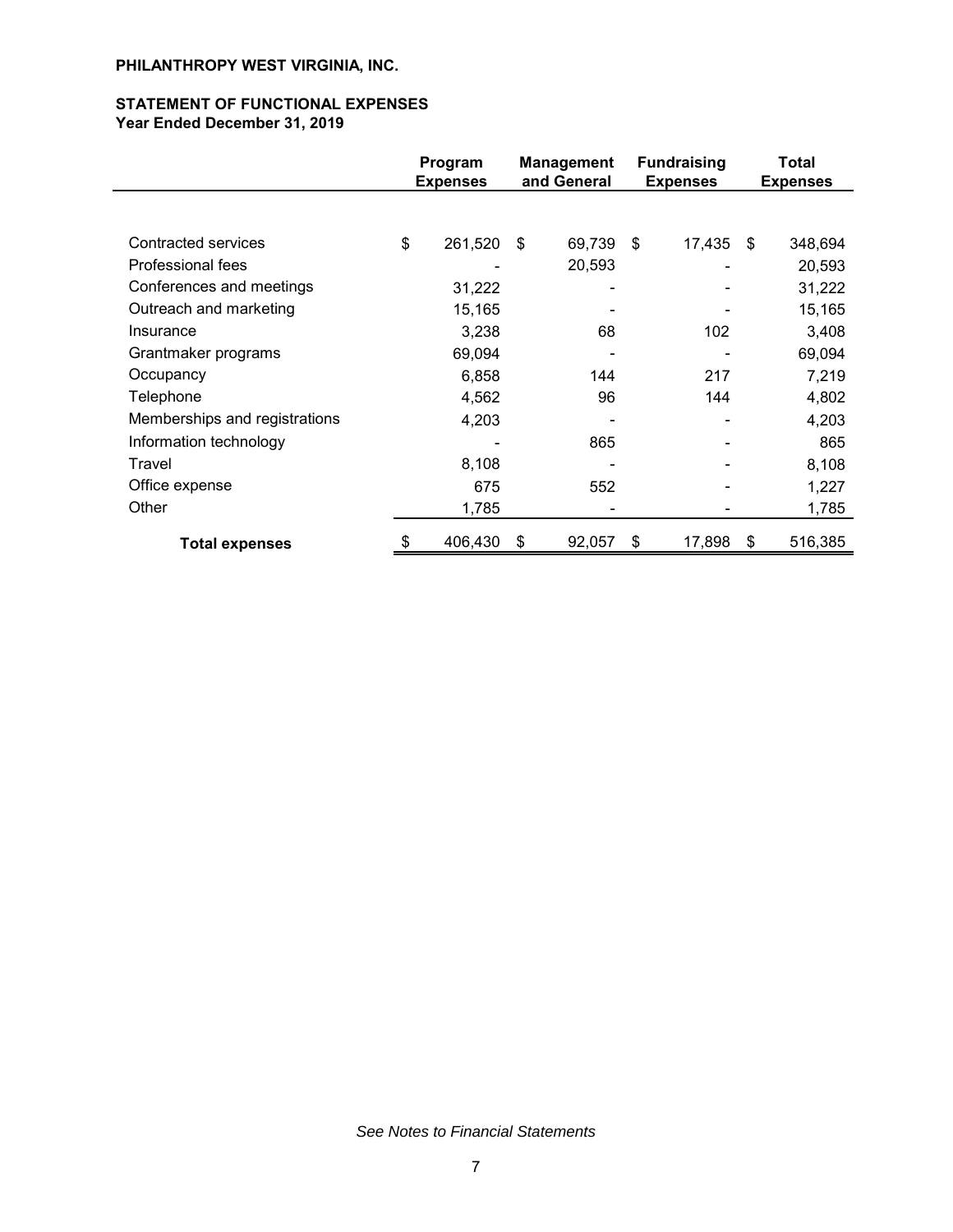**PHILANTHROPY WEST VIRGINIA, INC.**

**STATEMENT OF FUNCTIONAL EXPENSES**
**Year Ended December 31, 2019**

| | Program Expenses | Management and General | Fundraising Expenses | Total Expenses |
|---|---|---|---|---|
| Contracted services | $ 261,520 | $ 69,739 | $ 17,435 | $ 348,694 |
| Professional fees | - | 20,593 | - | 20,593 |
| Conferences and meetings | 31,222 | - | - | 31,222 |
| Outreach and marketing | 15,165 | - | - | 15,165 |
| Insurance | 3,238 | 68 | 102 | 3,408 |
| Grantmaker programs | 69,094 | - | - | 69,094 |
| Occupancy | 6,858 | 144 | 217 | 7,219 |
| Telephone | 4,562 | 96 | 144 | 4,802 |
| Memberships and registrations | 4,203 | - | - | 4,203 |
| Information technology | - | 865 | - | 865 |
| Travel | 8,108 | - | - | 8,108 |
| Office expense | 675 | 552 | - | 1,227 |
| Other | 1,785 | - | - | 1,785 |
| **Total expenses** | $ 406,430 | $ 92,057 | $ 17,898 | $ 516,385 |

*See Notes to Financial Statements*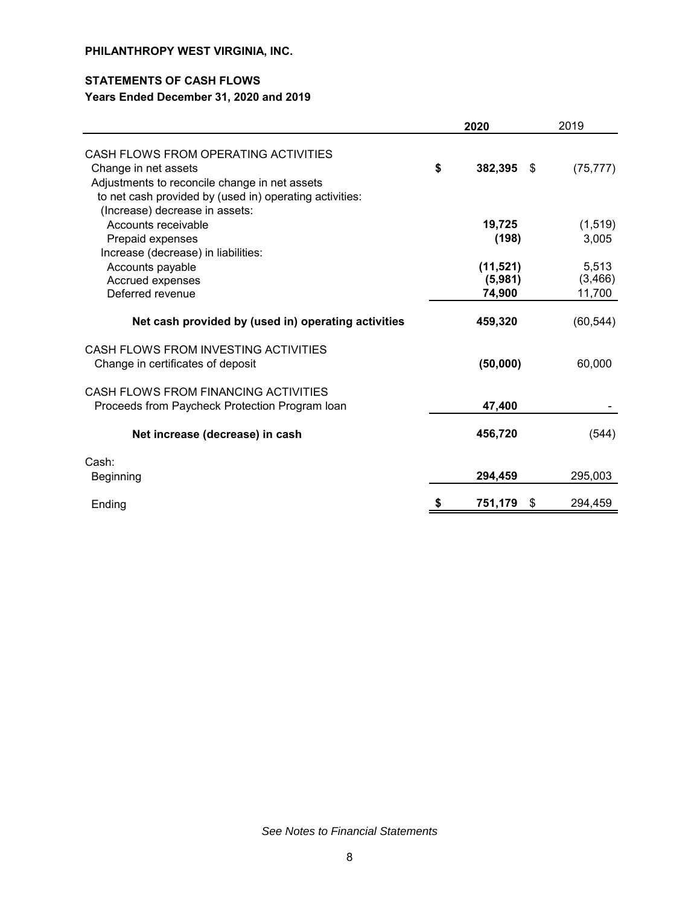**PHILANTHROPY WEST VIRGINIA, INC.**

**STATEMENTS OF CASH FLOWS**
**Years Ended December 31, 2020 and 2019**

| | 2020 | 2019 |
|---|---|---|
| CASH FLOWS FROM OPERATING ACTIVITIES | | |
| Change in net assets | $ 382,395 | $ (75,777) |
| Adjustments to reconcile change in net assets to net cash provided by (used in) operating activities: | | |
| (Increase) decrease in assets: | | |
| Accounts receivable | 19,725 | (1,519) |
| Prepaid expenses | (198) | 3,005 |
| Increase (decrease) in liabilities: | | |
| Accounts payable | (11,521) | 5,513 |
| Accrued expenses | (5,981) | (3,466) |
| Deferred revenue | 74,900 | 11,700 |
| **Net cash provided by (used in) operating activities** | 459,320 | (60,544) |
| CASH FLOWS FROM INVESTING ACTIVITIES | | |
| Change in certificates of deposit | (50,000) | 60,000 |
| CASH FLOWS FROM FINANCING ACTIVITIES | | |
| Proceeds from Paycheck Protection Program loan | 47,400 | - |
| **Net increase (decrease) in cash** | 456,720 | (544) |
| Cash: | | |
| Beginning | 294,459 | 295,003 |
| Ending | $ 751,179 | $ 294,459 |

*See Notes to Financial Statements*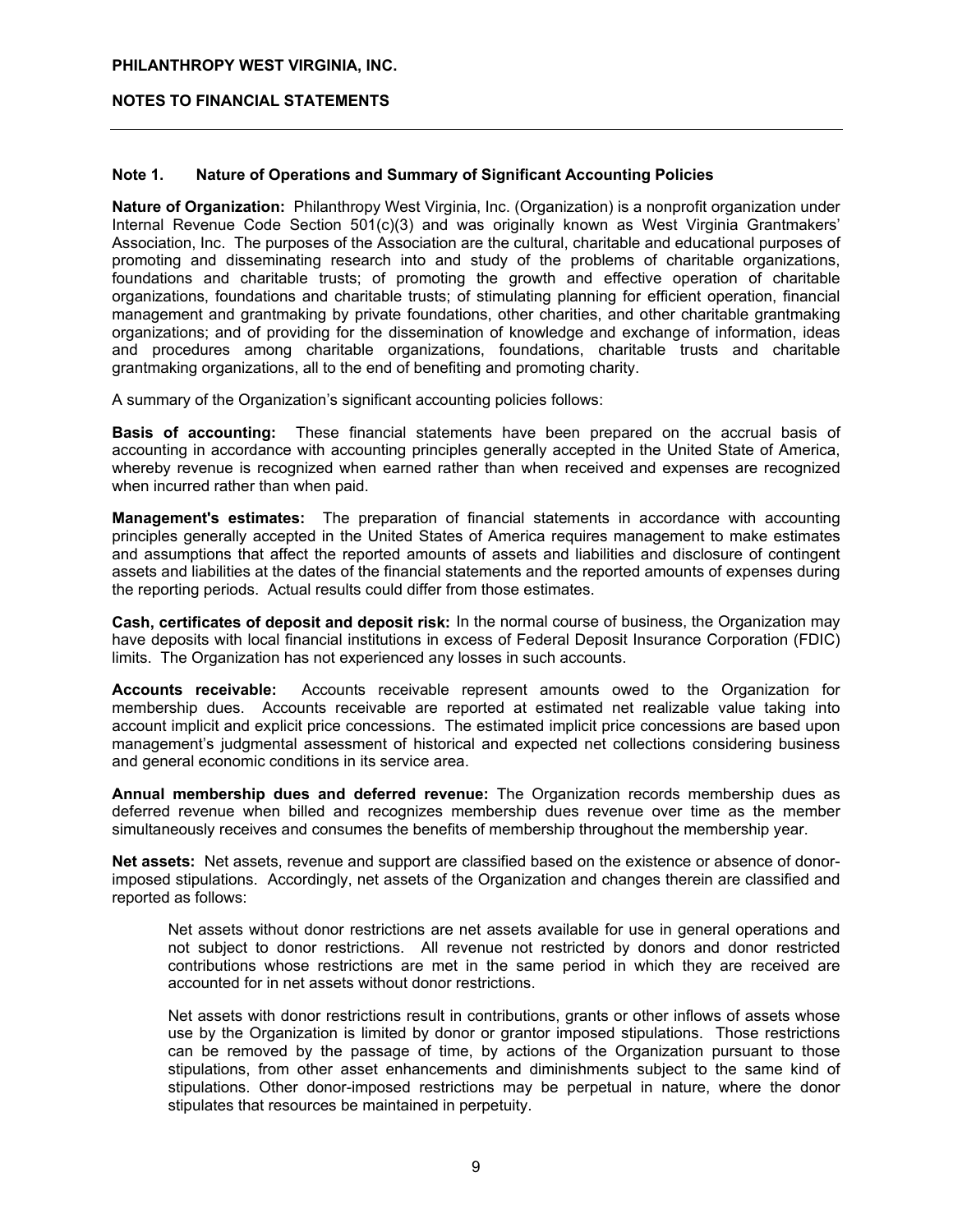**PHILANTHROPY WEST VIRGINIA, INC.**

**NOTES TO FINANCIAL STATEMENTS**

## Note 1. Nature of Operations and Summary of Significant Accounting Policies

**Nature of Organization:** Philanthropy West Virginia, Inc. (Organization) is a nonprofit organization under Internal Revenue Code Section 501(c)(3) and was originally known as West Virginia Grantmakers' Association, Inc. The purposes of the Association are the cultural, charitable and educational purposes of promoting and disseminating research into and study of the problems of charitable organizations, foundations and charitable trusts; of promoting the growth and effective operation of charitable organizations, foundations and charitable trusts; of stimulating planning for efficient operation, financial management and grantmaking by private foundations, other charities, and other charitable grantmaking organizations; and of providing for the dissemination of knowledge and exchange of information, ideas and procedures among charitable organizations, foundations, charitable trusts and charitable grantmaking organizations, all to the end of benefiting and promoting charity.

A summary of the Organization's significant accounting policies follows:

**Basis of accounting:** These financial statements have been prepared on the accrual basis of accounting in accordance with accounting principles generally accepted in the United State of America, whereby revenue is recognized when earned rather than when received and expenses are recognized when incurred rather than when paid.

**Management's estimates:** The preparation of financial statements in accordance with accounting principles generally accepted in the United States of America requires management to make estimates and assumptions that affect the reported amounts of assets and liabilities and disclosure of contingent assets and liabilities at the dates of the financial statements and the reported amounts of expenses during the reporting periods. Actual results could differ from those estimates.

**Cash, certificates of deposit and deposit risk:** In the normal course of business, the Organization may have deposits with local financial institutions in excess of Federal Deposit Insurance Corporation (FDIC) limits. The Organization has not experienced any losses in such accounts.

**Accounts receivable:** Accounts receivable represent amounts owed to the Organization for membership dues. Accounts receivable are reported at estimated net realizable value taking into account implicit and explicit price concessions. The estimated implicit price concessions are based upon management's judgmental assessment of historical and expected net collections considering business and general economic conditions in its service area.

**Annual membership dues and deferred revenue:** The Organization records membership dues as deferred revenue when billed and recognizes membership dues revenue over time as the member simultaneously receives and consumes the benefits of membership throughout the membership year.

**Net assets:** Net assets, revenue and support are classified based on the existence or absence of donor-imposed stipulations. Accordingly, net assets of the Organization and changes therein are classified and reported as follows:

Net assets without donor restrictions are net assets available for use in general operations and not subject to donor restrictions. All revenue not restricted by donors and donor restricted contributions whose restrictions are met in the same period in which they are received are accounted for in net assets without donor restrictions.

Net assets with donor restrictions result in contributions, grants or other inflows of assets whose use by the Organization is limited by donor or grantor imposed stipulations. Those restrictions can be removed by the passage of time, by actions of the Organization pursuant to those stipulations, from other asset enhancements and diminishments subject to the same kind of stipulations. Other donor-imposed restrictions may be perpetual in nature, where the donor stipulates that resources be maintained in perpetuity.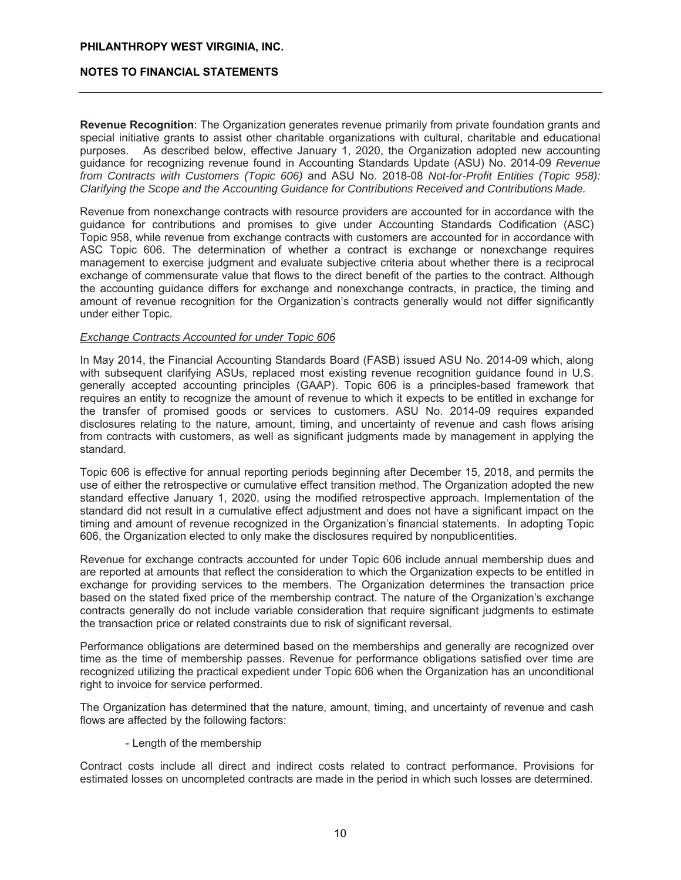**Revenue Recognition**: The Organization generates revenue primarily from private foundation grants and special initiative grants to assist other charitable organizations with cultural, charitable and educational purposes. As described below, effective January 1, 2020, the Organization adopted new accounting guidance for recognizing revenue found in Accounting Standards Update (ASU) No. 2014-09 *Revenue from Contracts with Customers (Topic 606)* and ASU No. 2018-08 *Not-for-Profit Entities (Topic 958): Clarifying the Scope and the Accounting Guidance for Contributions Received and Contributions Made.*

Revenue from nonexchange contracts with resource providers are accounted for in accordance with the guidance for contributions and promises to give under Accounting Standards Codification (ASC) Topic 958, while revenue from exchange contracts with customers are accounted for in accordance with ASC Topic 606. The determination of whether a contract is exchange or nonexchange requires management to exercise judgment and evaluate subjective criteria about whether there is a reciprocal exchange of commensurate value that flows to the direct benefit of the parties to the contract. Although the accounting guidance differs for exchange and nonexchange contracts, in practice, the timing and amount of revenue recognition for the Organization's contracts generally would not differ significantly under either Topic.

*Exchange Contracts Accounted for under Topic 606*

In May 2014, the Financial Accounting Standards Board (FASB) issued ASU No. 2014-09 which, along with subsequent clarifying ASUs, replaced most existing revenue recognition guidance found in U.S. generally accepted accounting principles (GAAP). Topic 606 is a principles-based framework that requires an entity to recognize the amount of revenue to which it expects to be entitled in exchange for the transfer of promised goods or services to customers. ASU No. 2014-09 requires expanded disclosures relating to the nature, amount, timing, and uncertainty of revenue and cash flows arising from contracts with customers, as well as significant judgments made by management in applying the standard.

Topic 606 is effective for annual reporting periods beginning after December 15, 2018, and permits the use of either the retrospective or cumulative effect transition method. The Organization adopted the new standard effective January 1, 2020, using the modified retrospective approach. Implementation of the standard did not result in a cumulative effect adjustment and does not have a significant impact on the timing and amount of revenue recognized in the Organization's financial statements. In adopting Topic 606, the Organization elected to only make the disclosures required by nonpublic entities.

Revenue for exchange contracts accounted for under Topic 606 include annual membership dues and are reported at amounts that reflect the consideration to which the Organization expects to be entitled in exchange for providing services to the members. The Organization determines the transaction price based on the stated fixed price of the membership contract. The nature of the Organization's exchange contracts generally do not include variable consideration that require significant judgments to estimate the transaction price or related constraints due to risk of significant reversal.

Performance obligations are determined based on the memberships and generally are recognized over time as the time of membership passes. Revenue for performance obligations satisfied over time are recognized utilizing the practical expedient under Topic 606 when the Organization has an unconditional right to invoice for service performed.

The Organization has determined that the nature, amount, timing, and uncertainty of revenue and cash flows are affected by the following factors:

- Length of the membership

Contract costs include all direct and indirect costs related to contract performance. Provisions for estimated losses on uncompleted contracts are made in the period in which such losses are determined.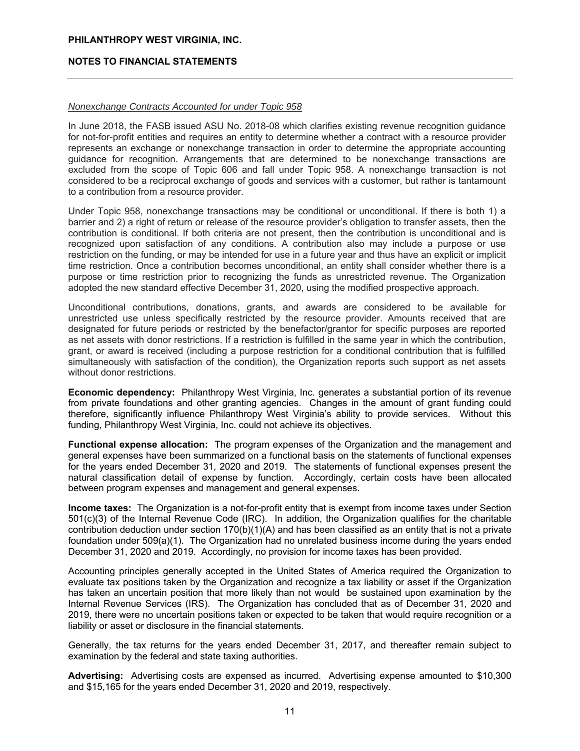*Nonexchange Contracts Accounted for under Topic 958*

In June 2018, the FASB issued ASU No. 2018-08 which clarifies existing revenue recognition guidance for not-for-profit entities and requires an entity to determine whether a contract with a resource provider represents an exchange or nonexchange transaction in order to determine the appropriate accounting guidance for recognition. Arrangements that are determined to be nonexchange transactions are excluded from the scope of Topic 606 and fall under Topic 958. A nonexchange transaction is not considered to be a reciprocal exchange of goods and services with a customer, but rather is tantamount to a contribution from a resource provider.

Under Topic 958, nonexchange transactions may be conditional or unconditional. If there is both 1) a barrier and 2) a right of return or release of the resource provider's obligation to transfer assets, then the contribution is conditional. If both criteria are not present, then the contribution is unconditional and is recognized upon satisfaction of any conditions. A contribution also may include a purpose or use restriction on the funding, or may be intended for use in a future year and thus have an explicit or implicit time restriction. Once a contribution becomes unconditional, an entity shall consider whether there is a purpose or time restriction prior to recognizing the funds as unrestricted revenue. The Organization adopted the new standard effective December 31, 2020, using the modified prospective approach.

Unconditional contributions, donations, grants, and awards are considered to be available for unrestricted use unless specifically restricted by the resource provider. Amounts received that are designated for future periods or restricted by the benefactor/grantor for specific purposes are reported as net assets with donor restrictions. If a restriction is fulfilled in the same year in which the contribution, grant, or award is received (including a purpose restriction for a conditional contribution that is fulfilled simultaneously with satisfaction of the condition), the Organization reports such support as net assets without donor restrictions.

**Economic dependency:** Philanthropy West Virginia, Inc. generates a substantial portion of its revenue from private foundations and other granting agencies. Changes in the amount of grant funding could therefore, significantly influence Philanthropy West Virginia's ability to provide services. Without this funding, Philanthropy West Virginia, Inc. could not achieve its objectives.

**Functional expense allocation:** The program expenses of the Organization and the management and general expenses have been summarized on a functional basis on the statements of functional expenses for the years ended December 31, 2020 and 2019. The statements of functional expenses present the natural classification detail of expense by function. Accordingly, certain costs have been allocated between program expenses and management and general expenses.

**Income taxes:** The Organization is a not-for-profit entity that is exempt from income taxes under Section 501(c)(3) of the Internal Revenue Code (IRC). In addition, the Organization qualifies for the charitable contribution deduction under section 170(b)(1)(A) and has been classified as an entity that is not a private foundation under 509(a)(1). The Organization had no unrelated business income during the years ended December 31, 2020 and 2019. Accordingly, no provision for income taxes has been provided.

Accounting principles generally accepted in the United States of America required the Organization to evaluate tax positions taken by the Organization and recognize a tax liability or asset if the Organization has taken an uncertain position that more likely than not would be sustained upon examination by the Internal Revenue Services (IRS). The Organization has concluded that as of December 31, 2020 and 2019, there were no uncertain positions taken or expected to be taken that would require recognition or a liability or asset or disclosure in the financial statements.

Generally, the tax returns for the years ended December 31, 2017, and thereafter remain subject to examination by the federal and state taxing authorities.

**Advertising:** Advertising costs are expensed as incurred. Advertising expense amounted to $10,300 and $15,165 for the years ended December 31, 2020 and 2019, respectively.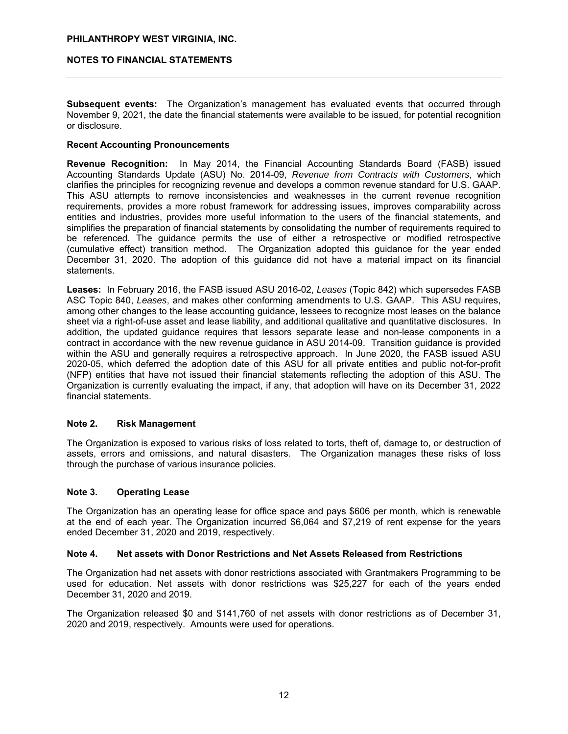**Subsequent events:** The Organization's management has evaluated events that occurred through November 9, 2021, the date the financial statements were available to be issued, for potential recognition or disclosure.

**Recent Accounting Pronouncements**

**Revenue Recognition:** In May 2014, the Financial Accounting Standards Board (FASB) issued Accounting Standards Update (ASU) No. 2014-09, *Revenue from Contracts with Customers*, which clarifies the principles for recognizing revenue and develops a common revenue standard for U.S. GAAP. This ASU attempts to remove inconsistencies and weaknesses in the current revenue recognition requirements, provides a more robust framework for addressing issues, improves comparability across entities and industries, provides more useful information to the users of the financial statements, and simplifies the preparation of financial statements by consolidating the number of requirements required to be referenced. The guidance permits the use of either a retrospective or modified retrospective (cumulative effect) transition method. The Organization adopted this guidance for the year ended December 31, 2020. The adoption of this guidance did not have a material impact on its financial statements.

**Leases:** In February 2016, the FASB issued ASU 2016-02, *Leases* (Topic 842) which supersedes FASB ASC Topic 840, *Leases*, and makes other conforming amendments to U.S. GAAP. This ASU requires, among other changes to the lease accounting guidance, lessees to recognize most leases on the balance sheet via a right-of-use asset and lease liability, and additional qualitative and quantitative disclosures. In addition, the updated guidance requires that lessors separate lease and non-lease components in a contract in accordance with the new revenue guidance in ASU 2014-09. Transition guidance is provided within the ASU and generally requires a retrospective approach. In June 2020, the FASB issued ASU 2020-05, which deferred the adoption date of this ASU for all private entities and public not-for-profit (NFP) entities that have not issued their financial statements reflecting the adoption of this ASU. The Organization is currently evaluating the impact, if any, that adoption will have on its December 31, 2022 financial statements.

## Note 2. Risk Management

The Organization is exposed to various risks of loss related to torts, theft of, damage to, or destruction of assets, errors and omissions, and natural disasters. The Organization manages these risks of loss through the purchase of various insurance policies.

## Note 3. Operating Lease

The Organization has an operating lease for office space and pays $606 per month, which is renewable at the end of each year. The Organization incurred $6,064 and $7,219 of rent expense for the years ended December 31, 2020 and 2019, respectively.

## Note 4. Net assets with Donor Restrictions and Net Assets Released from Restrictions

The Organization had net assets with donor restrictions associated with Grantmakers Programming to be used for education. Net assets with donor restrictions was $25,227 for each of the years ended December 31, 2020 and 2019.

The Organization released $0 and $141,760 of net assets with donor restrictions as of December 31, 2020 and 2019, respectively. Amounts were used for operations.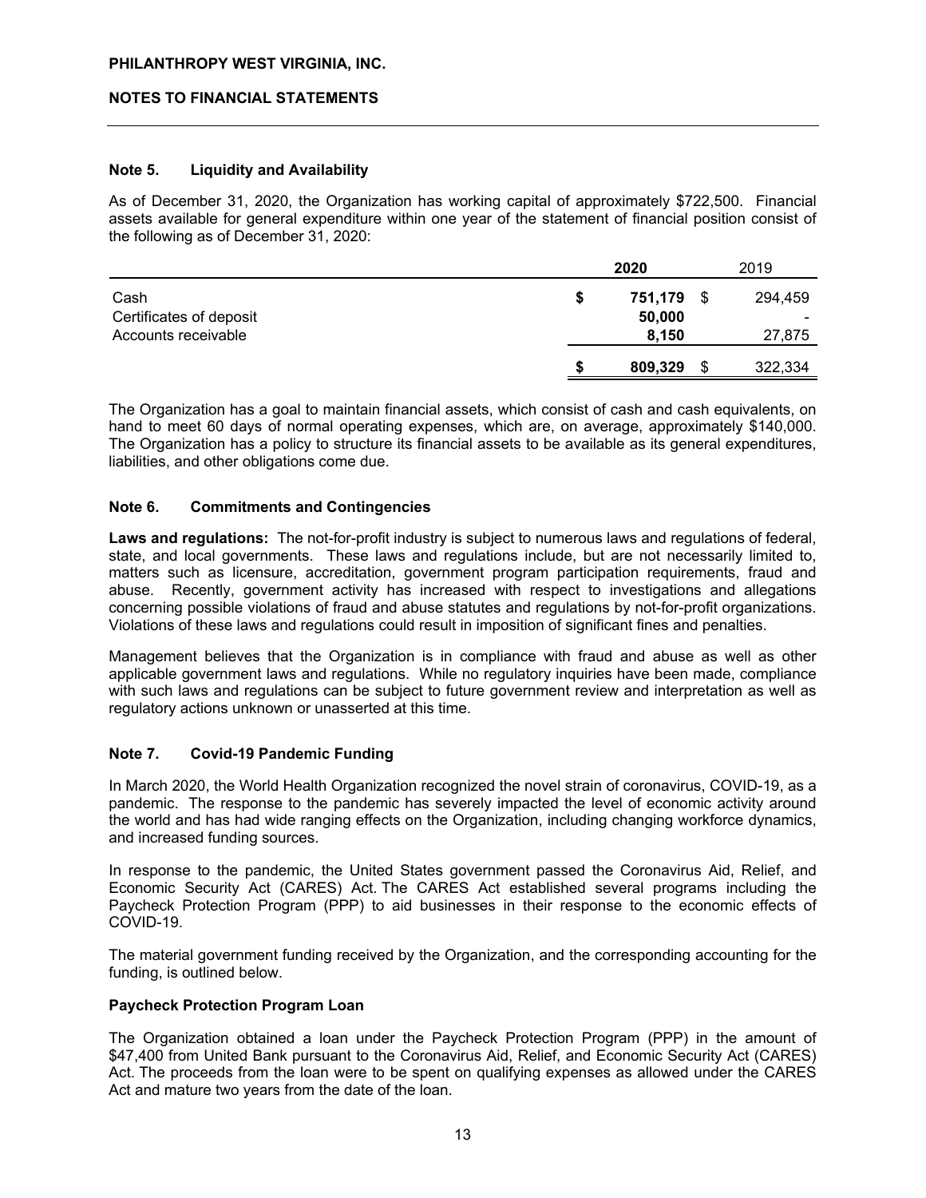PHILANTHROPY WEST VIRGINIA, INC.

NOTES TO FINANCIAL STATEMENTS

## Note 5. Liquidity and Availability

As of December 31, 2020, the Organization has working capital of approximately $722,500. Financial assets available for general expenditure within one year of the statement of financial position consist of the following as of December 31, 2020:

| | 2020 | 2019 |
|---|---|---|
| Cash | $ 751,179 | $ 294,459 |
| Certificates of deposit | 50,000 | - |
| Accounts receivable | 8,150 | 27,875 |
| | $ 809,329 | $ 322,334 |

The Organization has a goal to maintain financial assets, which consist of cash and cash equivalents, on hand to meet 60 days of normal operating expenses, which are, on average, approximately $140,000. The Organization has a policy to structure its financial assets to be available as its general expenditures, liabilities, and other obligations come due.

## Note 6. Commitments and Contingencies

**Laws and regulations:** The not-for-profit industry is subject to numerous laws and regulations of federal, state, and local governments. These laws and regulations include, but are not necessarily limited to, matters such as licensure, accreditation, government program participation requirements, fraud and abuse. Recently, government activity has increased with respect to investigations and allegations concerning possible violations of fraud and abuse statutes and regulations by not-for-profit organizations. Violations of these laws and regulations could result in imposition of significant fines and penalties.

Management believes that the Organization is in compliance with fraud and abuse as well as other applicable government laws and regulations. While no regulatory inquiries have been made, compliance with such laws and regulations can be subject to future government review and interpretation as well as regulatory actions unknown or unasserted at this time.

## Note 7. Covid-19 Pandemic Funding

In March 2020, the World Health Organization recognized the novel strain of coronavirus, COVID-19, as a pandemic. The response to the pandemic has severely impacted the level of economic activity around the world and has had wide ranging effects on the Organization, including changing workforce dynamics, and increased funding sources.

In response to the pandemic, the United States government passed the Coronavirus Aid, Relief, and Economic Security Act (CARES) Act. The CARES Act established several programs including the Paycheck Protection Program (PPP) to aid businesses in their response to the economic effects of COVID-19.

The material government funding received by the Organization, and the corresponding accounting for the funding, is outlined below.

### Paycheck Protection Program Loan

The Organization obtained a loan under the Paycheck Protection Program (PPP) in the amount of $47,400 from United Bank pursuant to the Coronavirus Aid, Relief, and Economic Security Act (CARES) Act. The proceeds from the loan were to be spent on qualifying expenses as allowed under the CARES Act and mature two years from the date of the loan.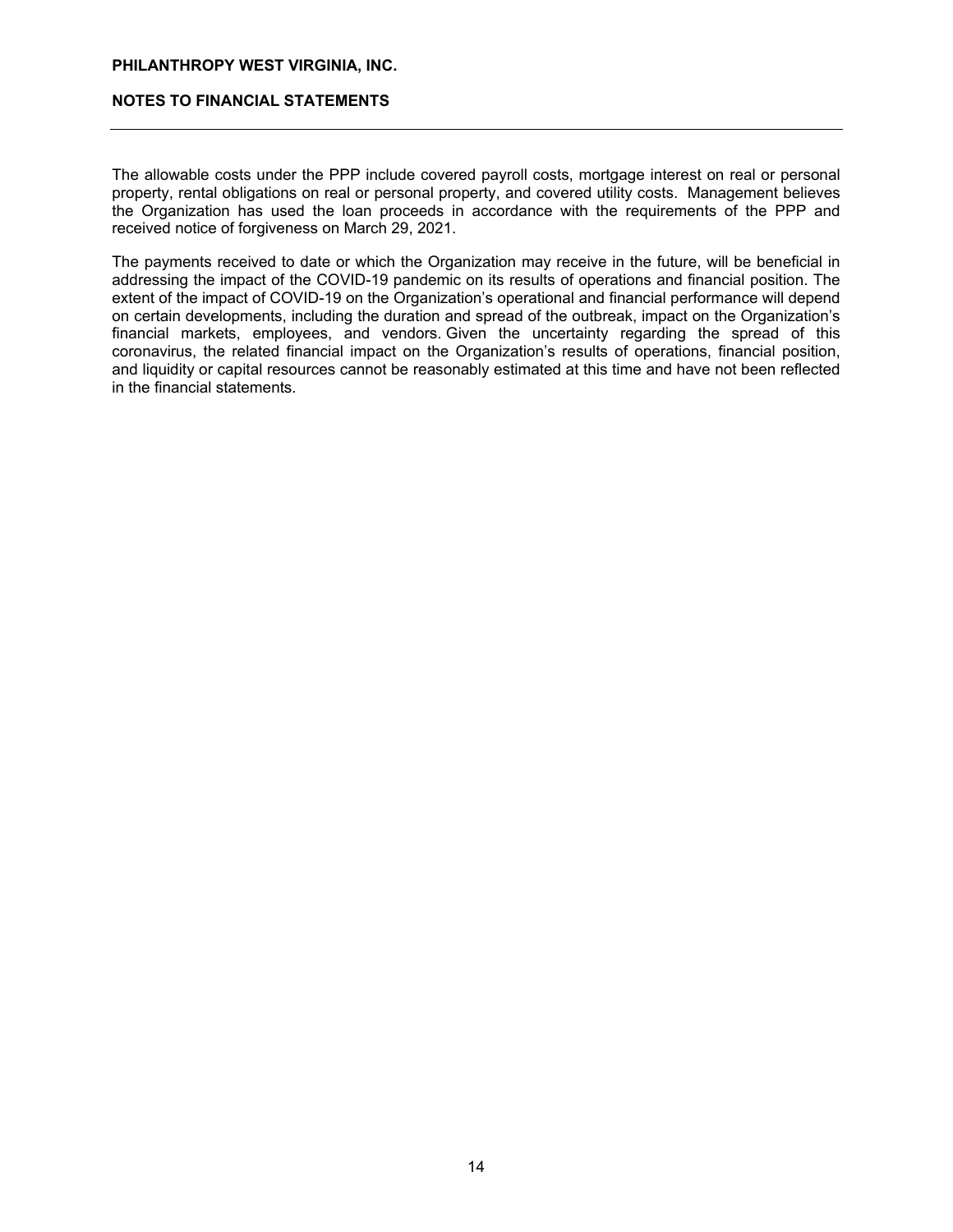The allowable costs under the PPP include covered payroll costs, mortgage interest on real or personal property, rental obligations on real or personal property, and covered utility costs. Management believes the Organization has used the loan proceeds in accordance with the requirements of the PPP and received notice of forgiveness on March 29, 2021.

The payments received to date or which the Organization may receive in the future, will be beneficial in addressing the impact of the COVID-19 pandemic on its results of operations and financial position. The extent of the impact of COVID-19 on the Organization's operational and financial performance will depend on certain developments, including the duration and spread of the outbreak, impact on the Organization's financial markets, employees, and vendors. Given the uncertainty regarding the spread of this coronavirus, the related financial impact on the Organization's results of operations, financial position, and liquidity or capital resources cannot be reasonably estimated at this time and have not been reflected in the financial statements.